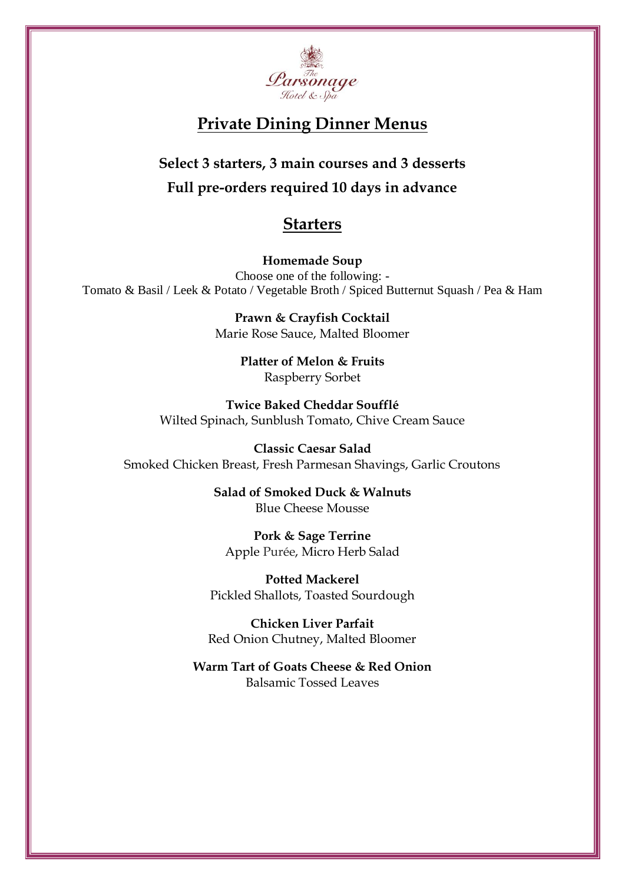The Parsonage Hotel & Spa

# Private Dining Dinner Menus

**Select 3 starters, 3 main courses and 3 desserts**

**Full pre-orders required 10 days in advance**

## Starters

**Homemade Soup**
Choose one of the following: -
Tomato & Basil / Leek & Potato / Vegetable Broth / Spiced Butternut Squash / Pea & Ham

**Prawn & Crayfish Cocktail**
Marie Rose Sauce, Malted Bloomer

**Platter of Melon & Fruits**
Raspberry Sorbet

**Twice Baked Cheddar Soufflé**
Wilted Spinach, Sunblush Tomato, Chive Cream Sauce

**Classic Caesar Salad**
Smoked Chicken Breast, Fresh Parmesan Shavings, Garlic Croutons

**Salad of Smoked Duck & Walnuts**
Blue Cheese Mousse

**Pork & Sage Terrine**
Apple Purée, Micro Herb Salad

**Potted Mackerel**
Pickled Shallots, Toasted Sourdough

**Chicken Liver Parfait**
Red Onion Chutney, Malted Bloomer

**Warm Tart of Goats Cheese & Red Onion**
Balsamic Tossed Leaves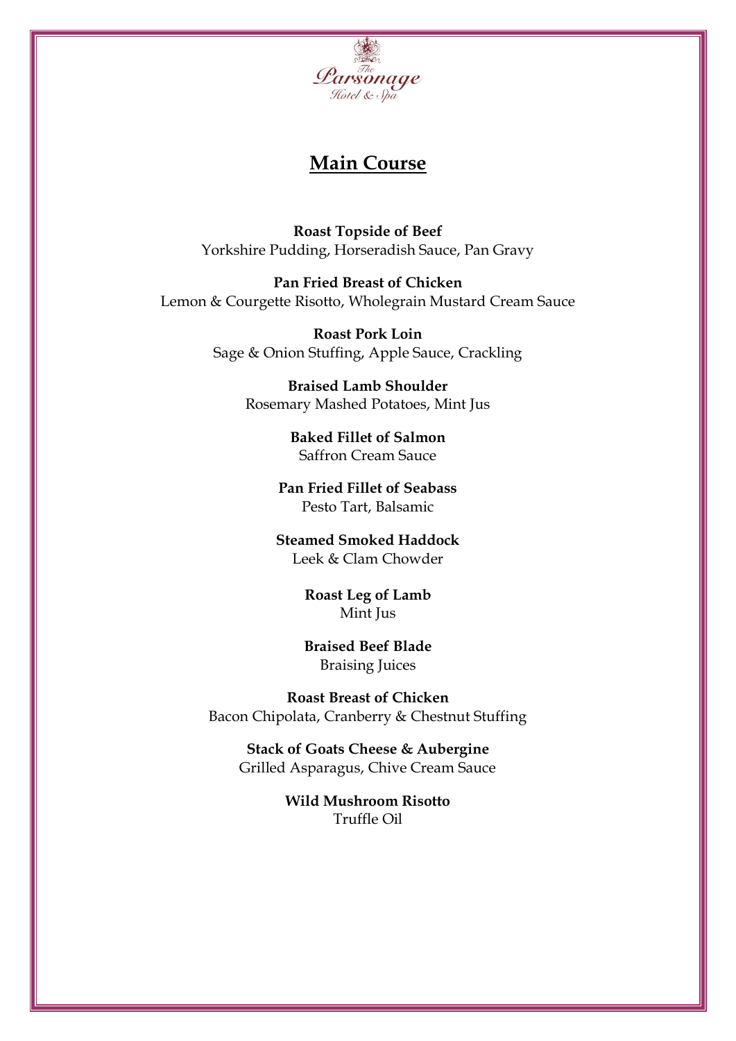# Main Course

**Roast Topside of Beef**
Yorkshire Pudding, Horseradish Sauce, Pan Gravy

**Pan Fried Breast of Chicken**
Lemon & Courgette Risotto, Wholegrain Mustard Cream Sauce

**Roast Pork Loin**
Sage & Onion Stuffing, Apple Sauce, Crackling

**Braised Lamb Shoulder**
Rosemary Mashed Potatoes, Mint Jus

**Baked Fillet of Salmon**
Saffron Cream Sauce

**Pan Fried Fillet of Seabass**
Pesto Tart, Balsamic

**Steamed Smoked Haddock**
Leek & Clam Chowder

**Roast Leg of Lamb**
Mint Jus

**Braised Beef Blade**
Braising Juices

**Roast Breast of Chicken**
Bacon Chipolata, Cranberry & Chestnut Stuffing

**Stack of Goats Cheese & Aubergine**
Grilled Asparagus, Chive Cream Sauce

**Wild Mushroom Risotto**
Truffle Oil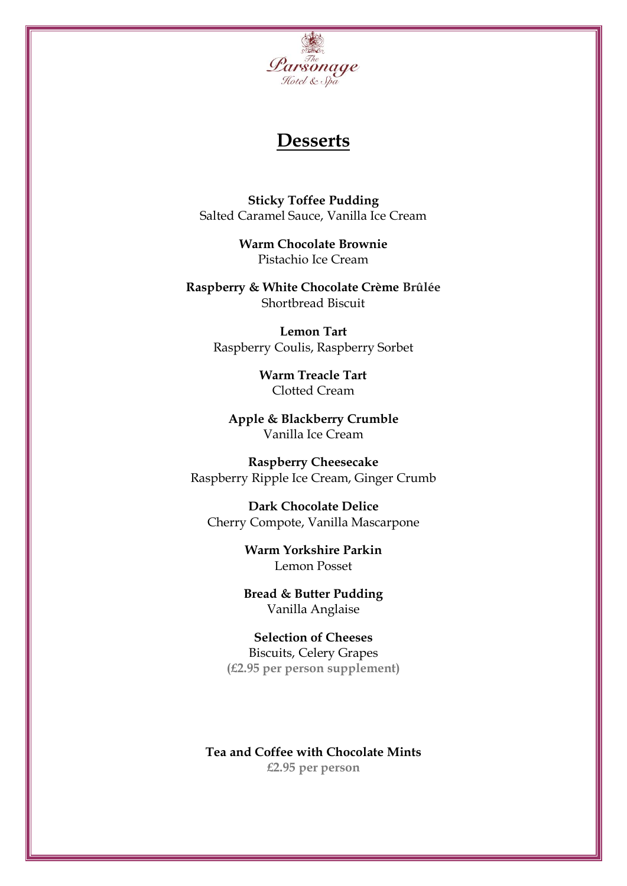The Parsonage
Hotel & Spa

# Desserts

**Sticky Toffee Pudding**
Salted Caramel Sauce, Vanilla Ice Cream

**Warm Chocolate Brownie**
Pistachio Ice Cream

**Raspberry & White Chocolate Crème Brûlée**
Shortbread Biscuit

**Lemon Tart**
Raspberry Coulis, Raspberry Sorbet

**Warm Treacle Tart**
Clotted Cream

**Apple & Blackberry Crumble**
Vanilla Ice Cream

**Raspberry Cheesecake**
Raspberry Ripple Ice Cream, Ginger Crumb

**Dark Chocolate Delice**
Cherry Compote, Vanilla Mascarpone

**Warm Yorkshire Parkin**
Lemon Posset

**Bread & Butter Pudding**
Vanilla Anglaise

**Selection of Cheeses**
Biscuits, Celery Grapes
**(£2.95 per person supplement)**

**Tea and Coffee with Chocolate Mints**
**£2.95 per person**